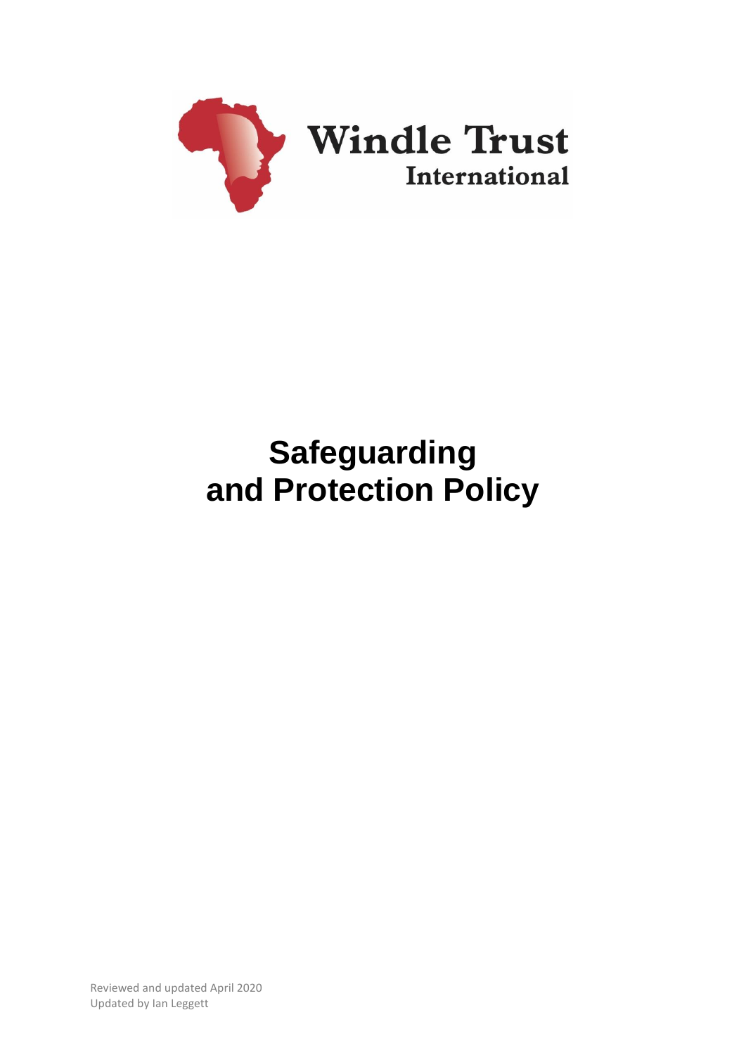Windle Trust International

# Safeguarding and Protection Policy

Reviewed and updated April 2020
Updated by Ian Leggett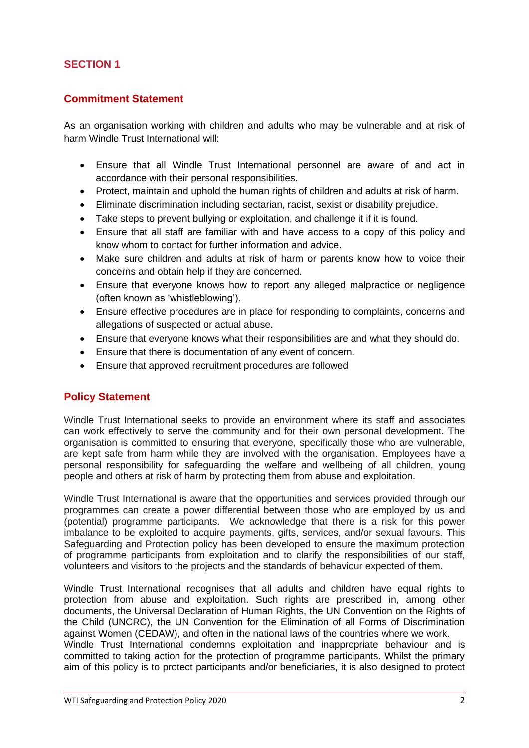## SECTION 1

### Commitment Statement

As an organisation working with children and adults who may be vulnerable and at risk of harm Windle Trust International will:

- Ensure that all Windle Trust International personnel are aware of and act in accordance with their personal responsibilities.
- Protect, maintain and uphold the human rights of children and adults at risk of harm.
- Eliminate discrimination including sectarian, racist, sexist or disability prejudice.
- Take steps to prevent bullying or exploitation, and challenge it if it is found.
- Ensure that all staff are familiar with and have access to a copy of this policy and know whom to contact for further information and advice.
- Make sure children and adults at risk of harm or parents know how to voice their concerns and obtain help if they are concerned.
- Ensure that everyone knows how to report any alleged malpractice or negligence (often known as 'whistleblowing').
- Ensure effective procedures are in place for responding to complaints, concerns and allegations of suspected or actual abuse.
- Ensure that everyone knows what their responsibilities are and what they should do.
- Ensure that there is documentation of any event of concern.
- Ensure that approved recruitment procedures are followed

### Policy Statement

Windle Trust International seeks to provide an environment where its staff and associates can work effectively to serve the community and for their own personal development. The organisation is committed to ensuring that everyone, specifically those who are vulnerable, are kept safe from harm while they are involved with the organisation. Employees have a personal responsibility for safeguarding the welfare and wellbeing of all children, young people and others at risk of harm by protecting them from abuse and exploitation.

Windle Trust International is aware that the opportunities and services provided through our programmes can create a power differential between those who are employed by us and (potential) programme participants. We acknowledge that there is a risk for this power imbalance to be exploited to acquire payments, gifts, services, and/or sexual favours. This Safeguarding and Protection policy has been developed to ensure the maximum protection of programme participants from exploitation and to clarify the responsibilities of our staff, volunteers and visitors to the projects and the standards of behaviour expected of them.

Windle Trust International recognises that all adults and children have equal rights to protection from abuse and exploitation. Such rights are prescribed in, among other documents, the Universal Declaration of Human Rights, the UN Convention on the Rights of the Child (UNCRC), the UN Convention for the Elimination of all Forms of Discrimination against Women (CEDAW), and often in the national laws of the countries where we work.
Windle Trust International condemns exploitation and inappropriate behaviour and is committed to taking action for the protection of programme participants. Whilst the primary aim of this policy is to protect participants and/or beneficiaries, it is also designed to protect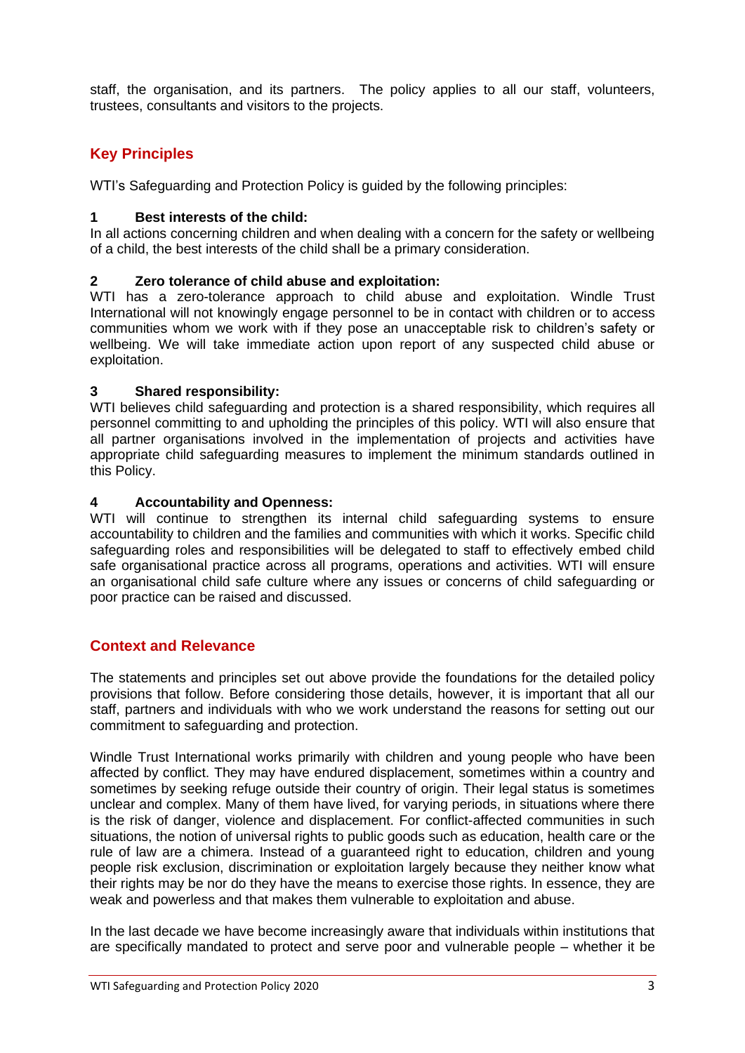staff, the organisation, and its partners. The policy applies to all our staff, volunteers, trustees, consultants and visitors to the projects.

## Key Principles

WTI's Safeguarding and Protection Policy is guided by the following principles:

**1 Best interests of the child:**
In all actions concerning children and when dealing with a concern for the safety or wellbeing of a child, the best interests of the child shall be a primary consideration.

**2 Zero tolerance of child abuse and exploitation:**
WTI has a zero-tolerance approach to child abuse and exploitation. Windle Trust International will not knowingly engage personnel to be in contact with children or to access communities whom we work with if they pose an unacceptable risk to children's safety or wellbeing. We will take immediate action upon report of any suspected child abuse or exploitation.

**3 Shared responsibility:**
WTI believes child safeguarding and protection is a shared responsibility, which requires all personnel committing to and upholding the principles of this policy. WTI will also ensure that all partner organisations involved in the implementation of projects and activities have appropriate child safeguarding measures to implement the minimum standards outlined in this Policy.

**4 Accountability and Openness:**
WTI will continue to strengthen its internal child safeguarding systems to ensure accountability to children and the families and communities with which it works. Specific child safeguarding roles and responsibilities will be delegated to staff to effectively embed child safe organisational practice across all programs, operations and activities. WTI will ensure an organisational child safe culture where any issues or concerns of child safeguarding or poor practice can be raised and discussed.

## Context and Relevance

The statements and principles set out above provide the foundations for the detailed policy provisions that follow. Before considering those details, however, it is important that all our staff, partners and individuals with who we work understand the reasons for setting out our commitment to safeguarding and protection.

Windle Trust International works primarily with children and young people who have been affected by conflict. They may have endured displacement, sometimes within a country and sometimes by seeking refuge outside their country of origin. Their legal status is sometimes unclear and complex. Many of them have lived, for varying periods, in situations where there is the risk of danger, violence and displacement. For conflict-affected communities in such situations, the notion of universal rights to public goods such as education, health care or the rule of law are a chimera. Instead of a guaranteed right to education, children and young people risk exclusion, discrimination or exploitation largely because they neither know what their rights may be nor do they have the means to exercise those rights. In essence, they are weak and powerless and that makes them vulnerable to exploitation and abuse.

In the last decade we have become increasingly aware that individuals within institutions that are specifically mandated to protect and serve poor and vulnerable people – whether it be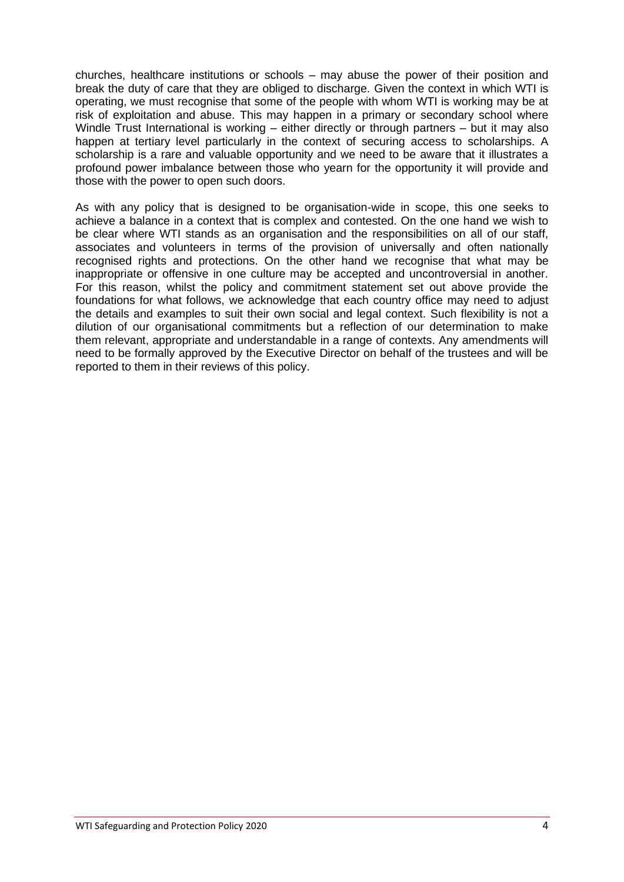churches, healthcare institutions or schools – may abuse the power of their position and break the duty of care that they are obliged to discharge. Given the context in which WTI is operating, we must recognise that some of the people with whom WTI is working may be at risk of exploitation and abuse. This may happen in a primary or secondary school where Windle Trust International is working – either directly or through partners – but it may also happen at tertiary level particularly in the context of securing access to scholarships. A scholarship is a rare and valuable opportunity and we need to be aware that it illustrates a profound power imbalance between those who yearn for the opportunity it will provide and those with the power to open such doors.

As with any policy that is designed to be organisation-wide in scope, this one seeks to achieve a balance in a context that is complex and contested. On the one hand we wish to be clear where WTI stands as an organisation and the responsibilities on all of our staff, associates and volunteers in terms of the provision of universally and often nationally recognised rights and protections. On the other hand we recognise that what may be inappropriate or offensive in one culture may be accepted and uncontroversial in another. For this reason, whilst the policy and commitment statement set out above provide the foundations for what follows, we acknowledge that each country office may need to adjust the details and examples to suit their own social and legal context. Such flexibility is not a dilution of our organisational commitments but a reflection of our determination to make them relevant, appropriate and understandable in a range of contexts. Any amendments will need to be formally approved by the Executive Director on behalf of the trustees and will be reported to them in their reviews of this policy.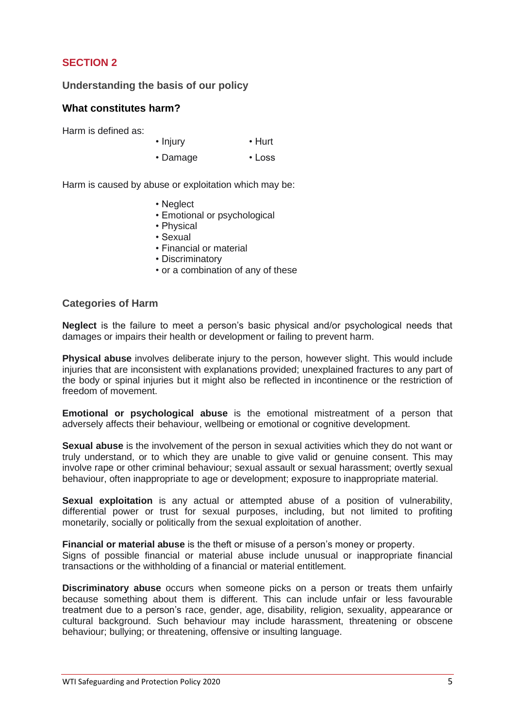## SECTION 2

### Understanding the basis of our policy

### What constitutes harm?

Harm is defined as:

- Injury
- Hurt
- Damage
- Loss

Harm is caused by abuse or exploitation which may be:

- Neglect
- Emotional or psychological
- Physical
- Sexual
- Financial or material
- Discriminatory
- or a combination of any of these

### Categories of Harm

**Neglect** is the failure to meet a person's basic physical and/or psychological needs that damages or impairs their health or development or failing to prevent harm.

**Physical abuse** involves deliberate injury to the person, however slight. This would include injuries that are inconsistent with explanations provided; unexplained fractures to any part of the body or spinal injuries but it might also be reflected in incontinence or the restriction of freedom of movement.

**Emotional or psychological abuse** is the emotional mistreatment of a person that adversely affects their behaviour, wellbeing or emotional or cognitive development.

**Sexual abuse** is the involvement of the person in sexual activities which they do not want or truly understand, or to which they are unable to give valid or genuine consent. This may involve rape or other criminal behaviour; sexual assault or sexual harassment; overtly sexual behaviour, often inappropriate to age or development; exposure to inappropriate material.

**Sexual exploitation** is any actual or attempted abuse of a position of vulnerability, differential power or trust for sexual purposes, including, but not limited to profiting monetarily, socially or politically from the sexual exploitation of another.

**Financial or material abuse** is the theft or misuse of a person's money or property.
Signs of possible financial or material abuse include unusual or inappropriate financial transactions or the withholding of a financial or material entitlement.

**Discriminatory abuse** occurs when someone picks on a person or treats them unfairly because something about them is different. This can include unfair or less favourable treatment due to a person's race, gender, age, disability, religion, sexuality, appearance or cultural background. Such behaviour may include harassment, threatening or obscene behaviour; bullying; or threatening, offensive or insulting language.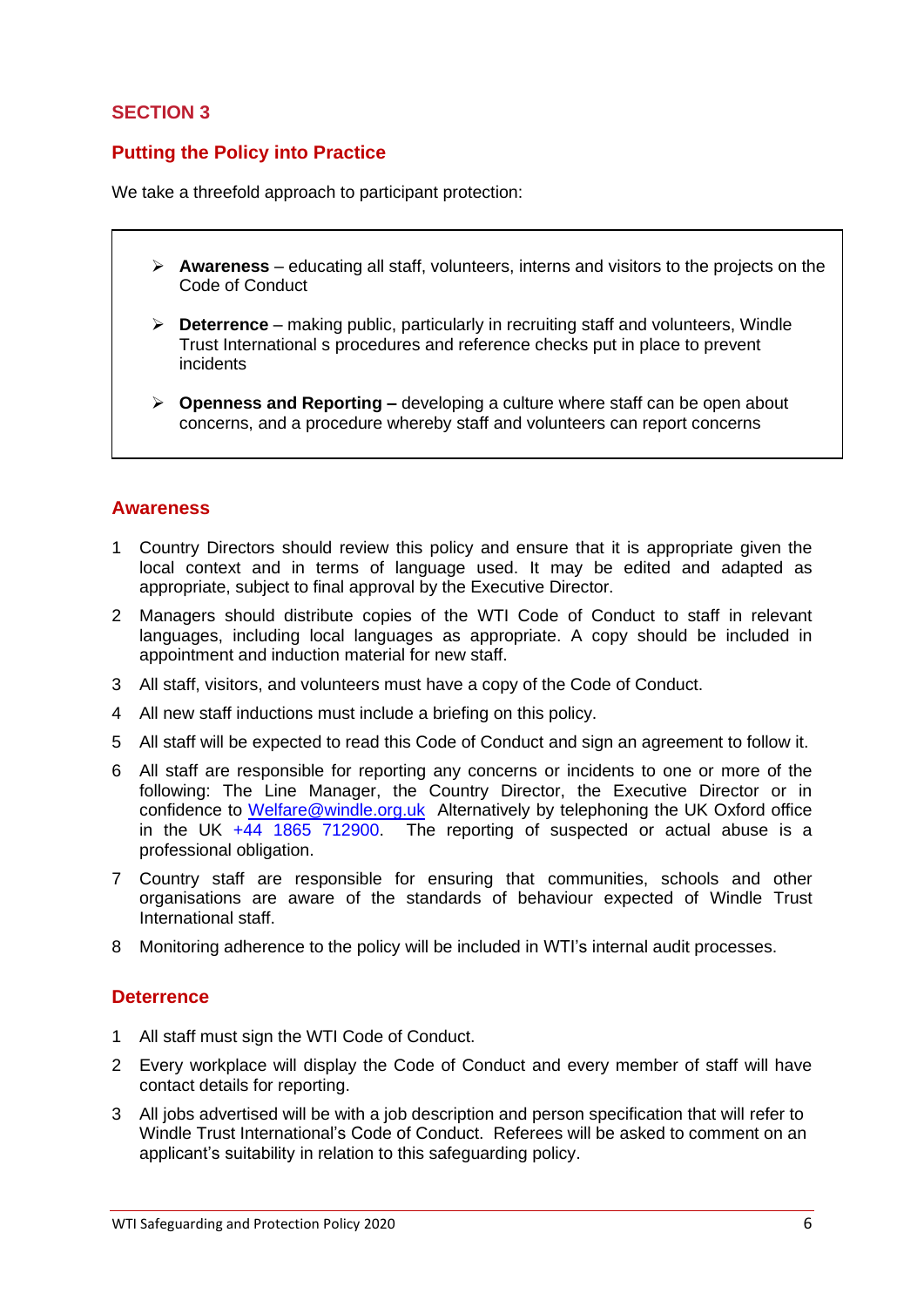## SECTION 3

## Putting the Policy into Practice

We take a threefold approach to participant protection:

- **Awareness** – educating all staff, volunteers, interns and visitors to the projects on the Code of Conduct
- **Deterrence** – making public, particularly in recruiting staff and volunteers, Windle Trust International s procedures and reference checks put in place to prevent incidents
- **Openness and Reporting –** developing a culture where staff can be open about concerns, and a procedure whereby staff and volunteers can report concerns

### Awareness

1. Country Directors should review this policy and ensure that it is appropriate given the local context and in terms of language used. It may be edited and adapted as appropriate, subject to final approval by the Executive Director.
2. Managers should distribute copies of the WTI Code of Conduct to staff in relevant languages, including local languages as appropriate. A copy should be included in appointment and induction material for new staff.
3. All staff, visitors, and volunteers must have a copy of the Code of Conduct.
4. All new staff inductions must include a briefing on this policy.
5. All staff will be expected to read this Code of Conduct and sign an agreement to follow it.
6. All staff are responsible for reporting any concerns or incidents to one or more of the following: The Line Manager, the Country Director, the Executive Director or in confidence to Welfare@windle.org.uk Alternatively by telephoning the UK Oxford office in the UK +44 1865 712900. The reporting of suspected or actual abuse is a professional obligation.
7. Country staff are responsible for ensuring that communities, schools and other organisations are aware of the standards of behaviour expected of Windle Trust International staff.
8. Monitoring adherence to the policy will be included in WTI's internal audit processes.

### Deterrence

1. All staff must sign the WTI Code of Conduct.
2. Every workplace will display the Code of Conduct and every member of staff will have contact details for reporting.
3. All jobs advertised will be with a job description and person specification that will refer to Windle Trust International's Code of Conduct. Referees will be asked to comment on an applicant's suitability in relation to this safeguarding policy.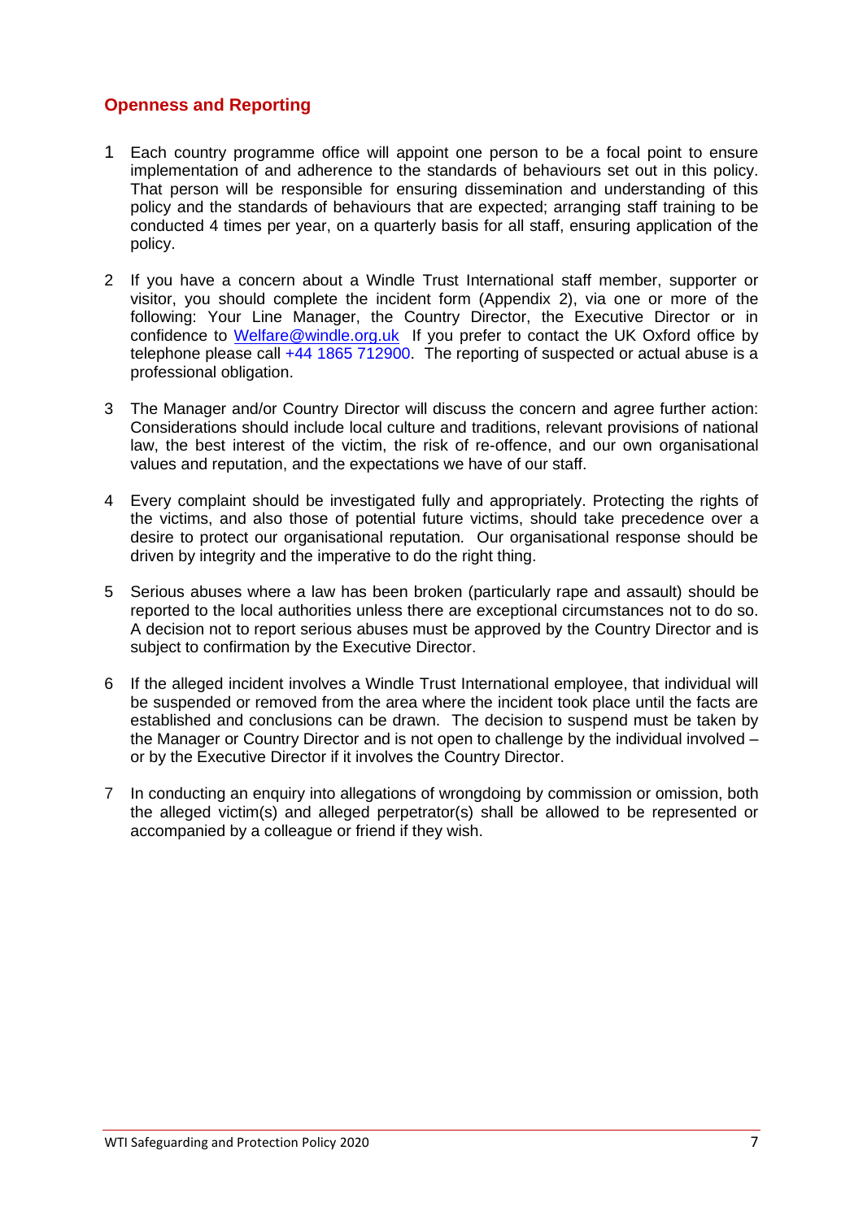## Openness and Reporting

1. Each country programme office will appoint one person to be a focal point to ensure implementation of and adherence to the standards of behaviours set out in this policy. That person will be responsible for ensuring dissemination and understanding of this policy and the standards of behaviours that are expected; arranging staff training to be conducted 4 times per year, on a quarterly basis for all staff, ensuring application of the policy.

2. If you have a concern about a Windle Trust International staff member, supporter or visitor, you should complete the incident form (Appendix 2), via one or more of the following: Your Line Manager, the Country Director, the Executive Director or in confidence to Welfare@windle.org.uk If you prefer to contact the UK Oxford office by telephone please call +44 1865 712900. The reporting of suspected or actual abuse is a professional obligation.

3. The Manager and/or Country Director will discuss the concern and agree further action: Considerations should include local culture and traditions, relevant provisions of national law, the best interest of the victim, the risk of re-offence, and our own organisational values and reputation, and the expectations we have of our staff.

4. Every complaint should be investigated fully and appropriately. Protecting the rights of the victims, and also those of potential future victims, should take precedence over a desire to protect our organisational reputation. Our organisational response should be driven by integrity and the imperative to do the right thing.

5. Serious abuses where a law has been broken (particularly rape and assault) should be reported to the local authorities unless there are exceptional circumstances not to do so. A decision not to report serious abuses must be approved by the Country Director and is subject to confirmation by the Executive Director.

6. If the alleged incident involves a Windle Trust International employee, that individual will be suspended or removed from the area where the incident took place until the facts are established and conclusions can be drawn. The decision to suspend must be taken by the Manager or Country Director and is not open to challenge by the individual involved – or by the Executive Director if it involves the Country Director.

7. In conducting an enquiry into allegations of wrongdoing by commission or omission, both the alleged victim(s) and alleged perpetrator(s) shall be allowed to be represented or accompanied by a colleague or friend if they wish.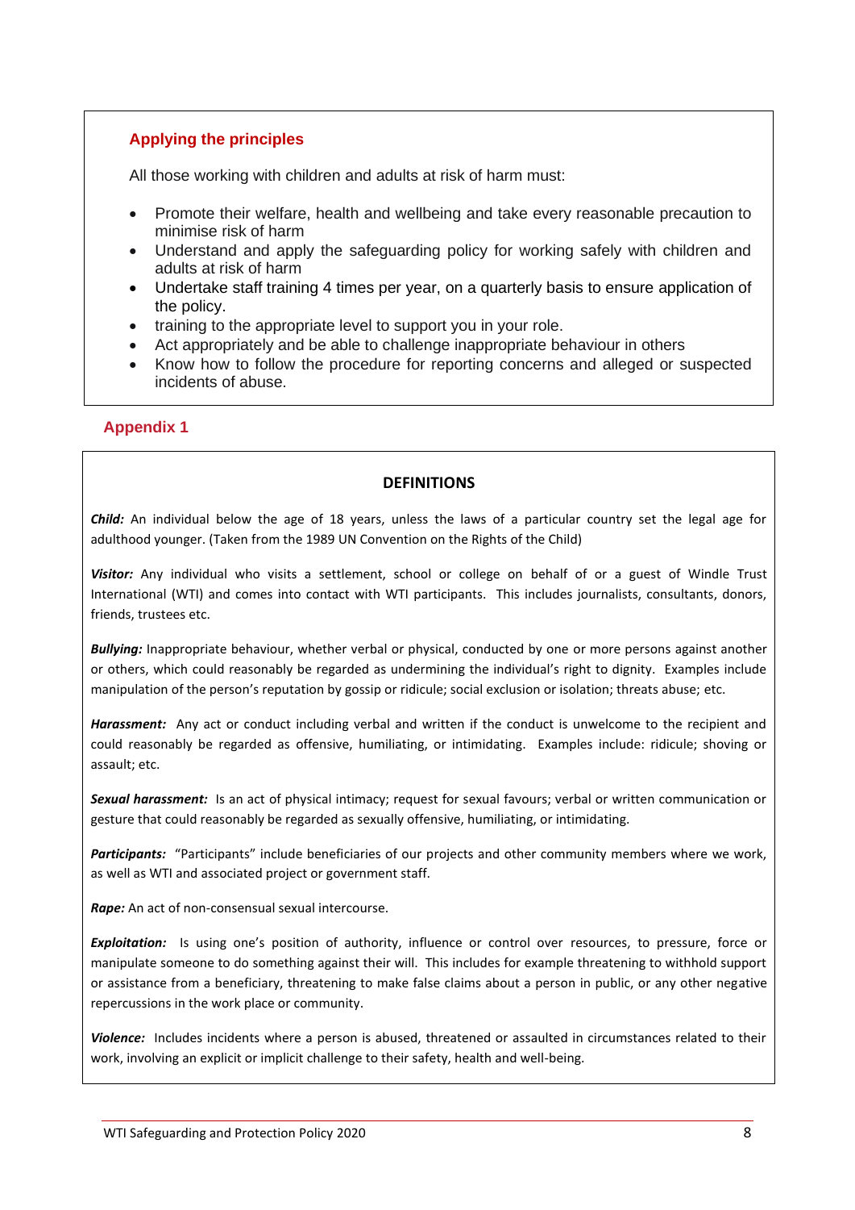### Applying the principles

All those working with children and adults at risk of harm must:

- Promote their welfare, health and wellbeing and take every reasonable precaution to minimise risk of harm
- Understand and apply the safeguarding policy for working safely with children and adults at risk of harm
- Undertake staff training 4 times per year, on a quarterly basis to ensure application of the policy.
- training to the appropriate level to support you in your role.
- Act appropriately and be able to challenge inappropriate behaviour in others
- Know how to follow the procedure for reporting concerns and alleged or suspected incidents of abuse.

## Appendix 1

### DEFINITIONS

***Child:*** An individual below the age of 18 years, unless the laws of a particular country set the legal age for adulthood younger. (Taken from the 1989 UN Convention on the Rights of the Child)

***Visitor:*** Any individual who visits a settlement, school or college on behalf of or a guest of Windle Trust International (WTI) and comes into contact with WTI participants. This includes journalists, consultants, donors, friends, trustees etc.

***Bullying:*** Inappropriate behaviour, whether verbal or physical, conducted by one or more persons against another or others, which could reasonably be regarded as undermining the individual's right to dignity. Examples include manipulation of the person's reputation by gossip or ridicule; social exclusion or isolation; threats abuse; etc.

***Harassment:*** Any act or conduct including verbal and written if the conduct is unwelcome to the recipient and could reasonably be regarded as offensive, humiliating, or intimidating. Examples include: ridicule; shoving or assault; etc.

***Sexual harassment:*** Is an act of physical intimacy; request for sexual favours; verbal or written communication or gesture that could reasonably be regarded as sexually offensive, humiliating, or intimidating.

***Participants:*** "Participants" include beneficiaries of our projects and other community members where we work, as well as WTI and associated project or government staff.

***Rape:*** An act of non-consensual sexual intercourse.

***Exploitation:*** Is using one's position of authority, influence or control over resources, to pressure, force or manipulate someone to do something against their will. This includes for example threatening to withhold support or assistance from a beneficiary, threatening to make false claims about a person in public, or any other negative repercussions in the work place or community.

***Violence:*** Includes incidents where a person is abused, threatened or assaulted in circumstances related to their work, involving an explicit or implicit challenge to their safety, health and well-being.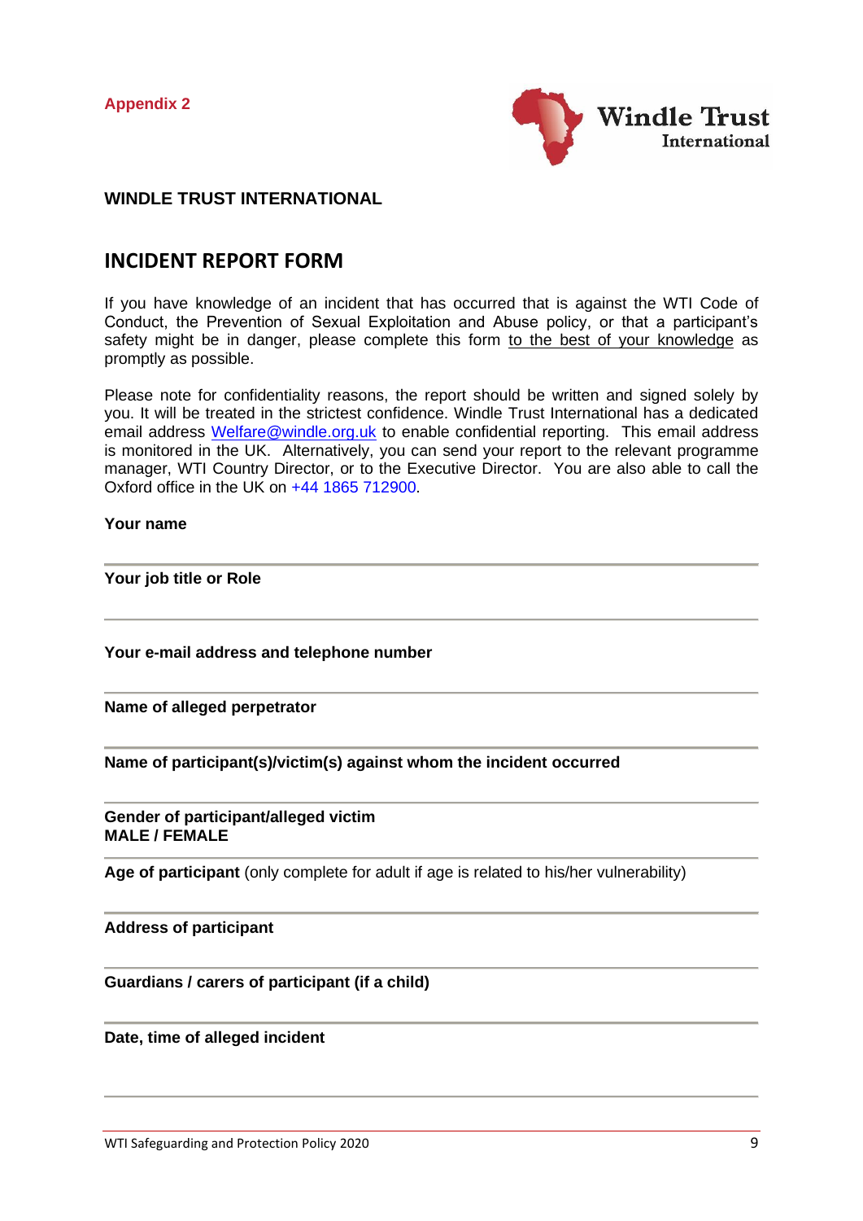Appendix 2

**WINDLE TRUST INTERNATIONAL**

## INCIDENT REPORT FORM

If you have knowledge of an incident that has occurred that is against the WTI Code of Conduct, the Prevention of Sexual Exploitation and Abuse policy, or that a participant's safety might be in danger, please complete this form to the best of your knowledge as promptly as possible.

Please note for confidentiality reasons, the report should be written and signed solely by you. It will be treated in the strictest confidence. Windle Trust International has a dedicated email address Welfare@windle.org.uk to enable confidential reporting. This email address is monitored in the UK. Alternatively, you can send your report to the relevant programme manager, WTI Country Director, or to the Executive Director. You are also able to call the Oxford office in the UK on +44 1865 712900.

**Your name**

---

**Your job title or Role**

---

**Your e-mail address and telephone number**

---

**Name of alleged perpetrator**

---

**Name of participant(s)/victim(s) against whom the incident occurred**

---

**Gender of participant/alleged victim**
**MALE / FEMALE**

---

**Age of participant** (only complete for adult if age is related to his/her vulnerability)

---

**Address of participant**

---

**Guardians / carers of participant (if a child)**

---

**Date, time of alleged incident**

---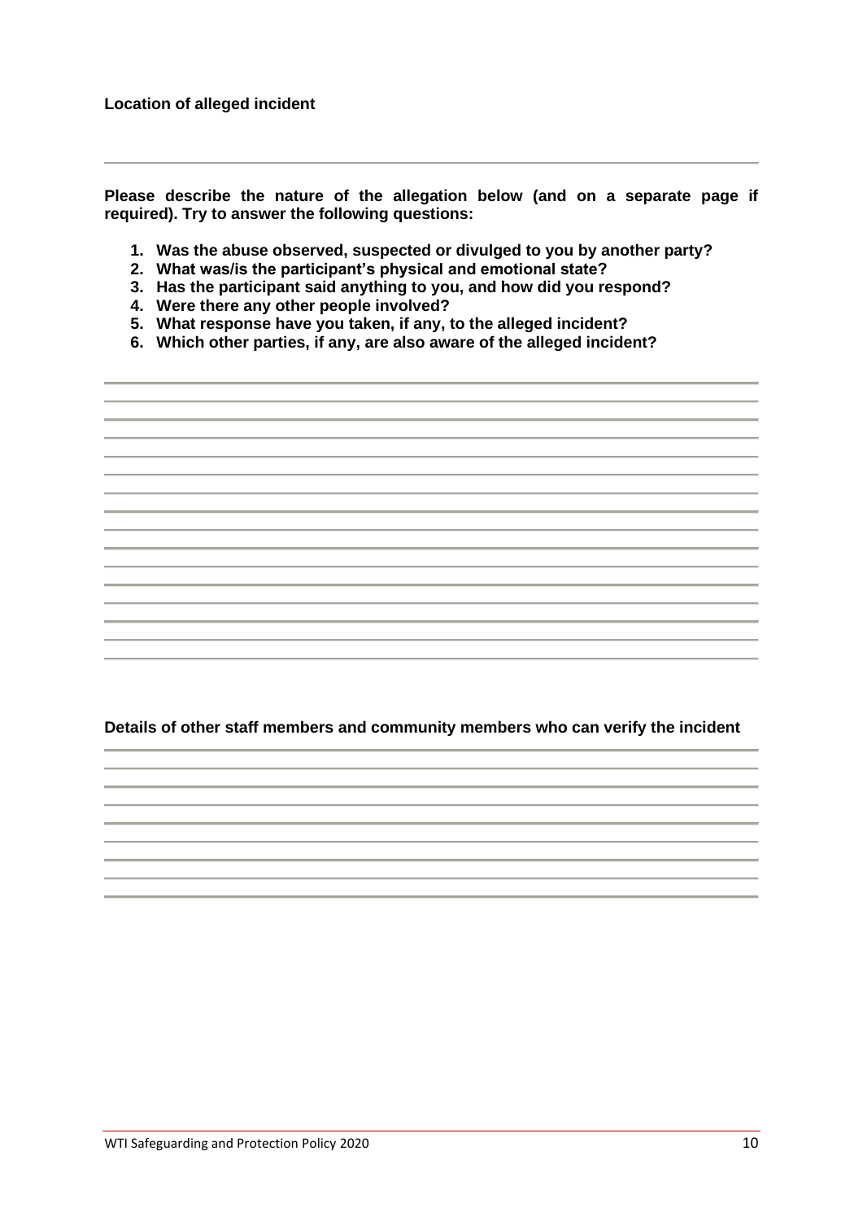**Location of alleged incident**

---

**Please describe the nature of the allegation below (and on a separate page if required). Try to answer the following questions:**

1. **Was the abuse observed, suspected or divulged to you by another party?**
2. **What was/is the participant's physical and emotional state?**
3. **Has the participant said anything to you, and how did you respond?**
4. **Were there any other people involved?**
5. **What response have you taken, if any, to the alleged incident?**
6. **Which other parties, if any, are also aware of the alleged incident?**

---

**Details of other staff members and community members who can verify the incident**

---